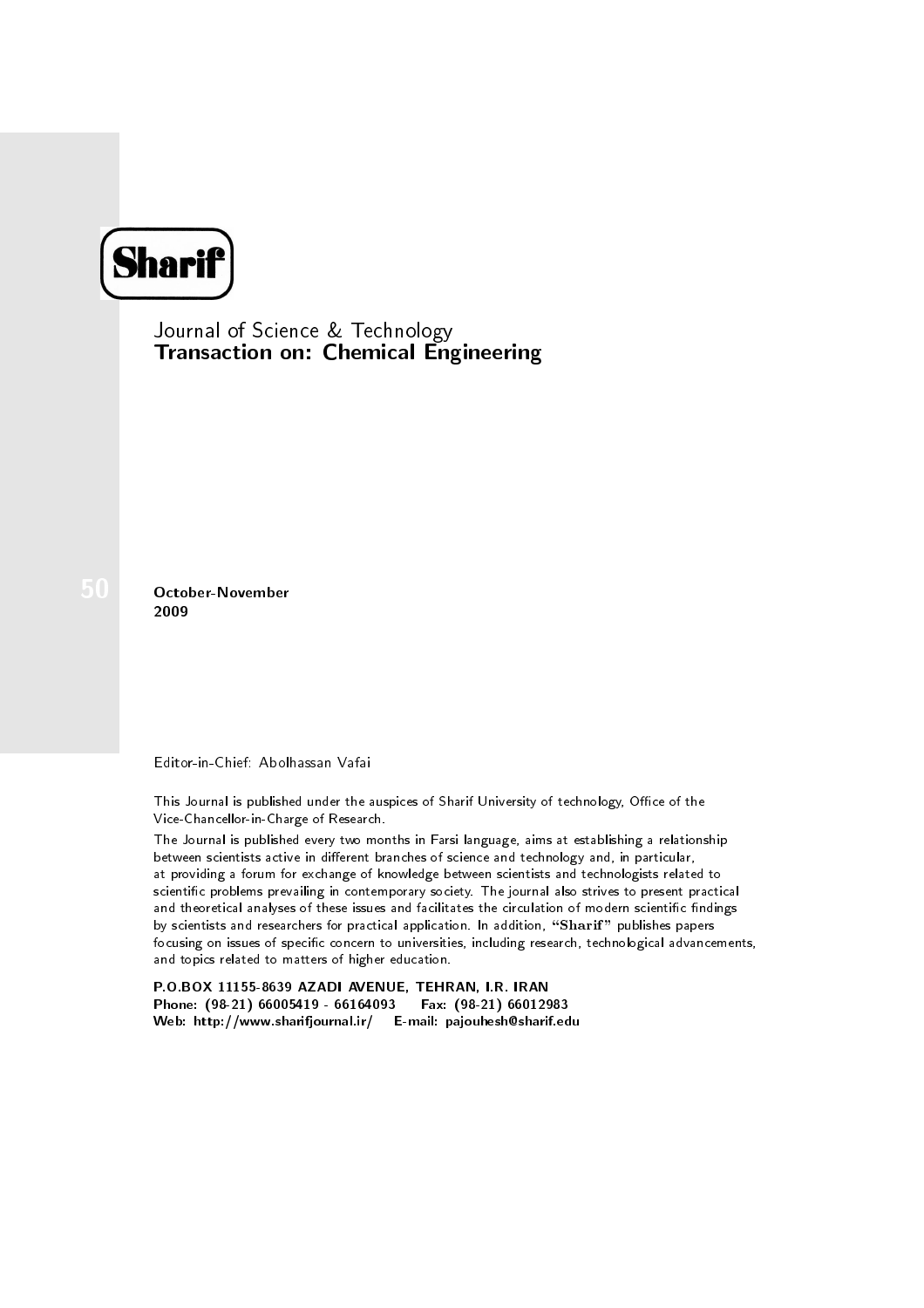# Sharif

Journal of Science & Technology
**Transaction on: Chemical Engineering**

50

**October-November**
**2009**

Editor-in-Chief: Abolhassan Vafai

This Journal is published under the auspices of Sharif University of technology, Office of the Vice-Chancellor-in-Charge of Research.

The Journal is published every two months in Farsi language, aims at establishing a relationship between scientists active in different branches of science and technology and, in particular, at providing a forum for exchange of knowledge between scientists and technologists related to scientific problems prevailing in contemporary society. The journal also strives to present practical and theoretical analyses of these issues and facilitates the circulation of modern scientific findings by scientists and researchers for practical application. In addition, **"Sharif"** publishes papers focusing on issues of specific concern to universities, including research, technological advancements, and topics related to matters of higher education.

**P.O.BOX 11155-8639 AZADI AVENUE, TEHRAN, I.R. IRAN**
**Phone: (98-21) 66005419 - 66164093 Fax: (98-21) 66012983**
**Web: http://www.sharifjournal.ir/ E-mail: pajouhesh@sharif.edu**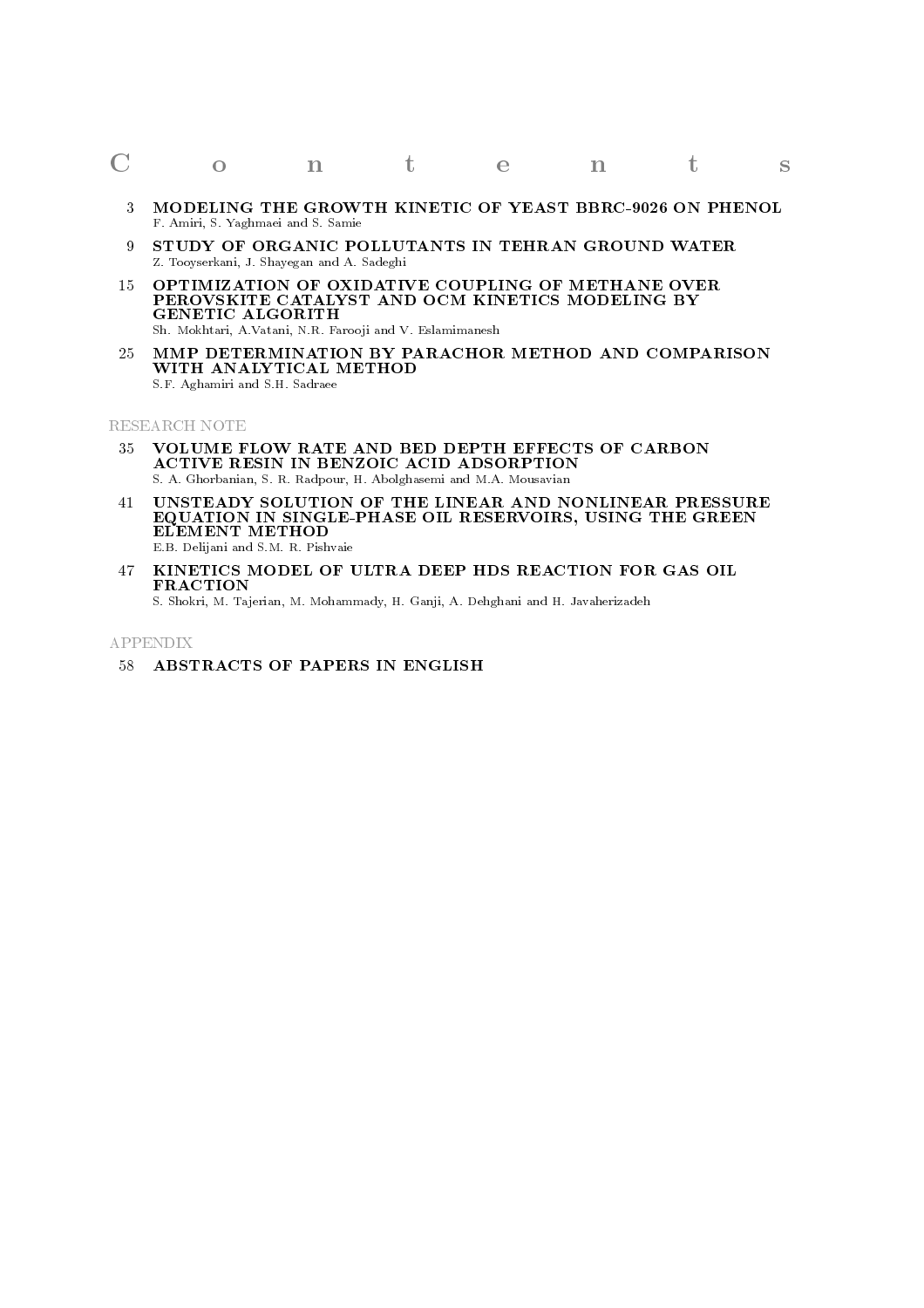# Contents

3 **MODELING THE GROWTH KINETIC OF YEAST BBRC-9026 ON PHENOL**
F. Amiri, S. Yaghmaei and S. Samie

9 **STUDY OF ORGANIC POLLUTANTS IN TEHRAN GROUND WATER**
Z. Tooyserkani, J. Shayegan and A. Sadeghi

15 **OPTIMIZATION OF OXIDATIVE COUPLING OF METHANE OVER PEROVSKITE CATALYST AND OCM KINETICS MODELING BY GENETIC ALGORITH**
Sh. Mokhtari, A.Vatani, N.R. Farooji and V. Eslamimanesh

25 **MMP DETERMINATION BY PARACHOR METHOD AND COMPARISON WITH ANALYTICAL METHOD**
S.F. Aghamiri and S.H. Sadraee

## RESEARCH NOTE

35 **VOLUME FLOW RATE AND BED DEPTH EFFECTS OF CARBON ACTIVE RESIN IN BENZOIC ACID ADSORPTION**
S. A. Ghorbanian, S. R. Radpour, H. Abolghasemi and M.A. Mousavian

41 **UNSTEADY SOLUTION OF THE LINEAR AND NONLINEAR PRESSURE EQUATION IN SINGLE-PHASE OIL RESERVOIRS, USING THE GREEN ELEMENT METHOD**
E.B. Delijani and S.M. R. Pishvaie

47 **KINETICS MODEL OF ULTRA DEEP HDS REACTION FOR GAS OIL FRACTION**
S. Shokri, M. Tajerian, M. Mohammady, H. Ganji, A. Dehghani and H. Javaherizadeh

## APPENDIX

58 **ABSTRACTS OF PAPERS IN ENGLISH**